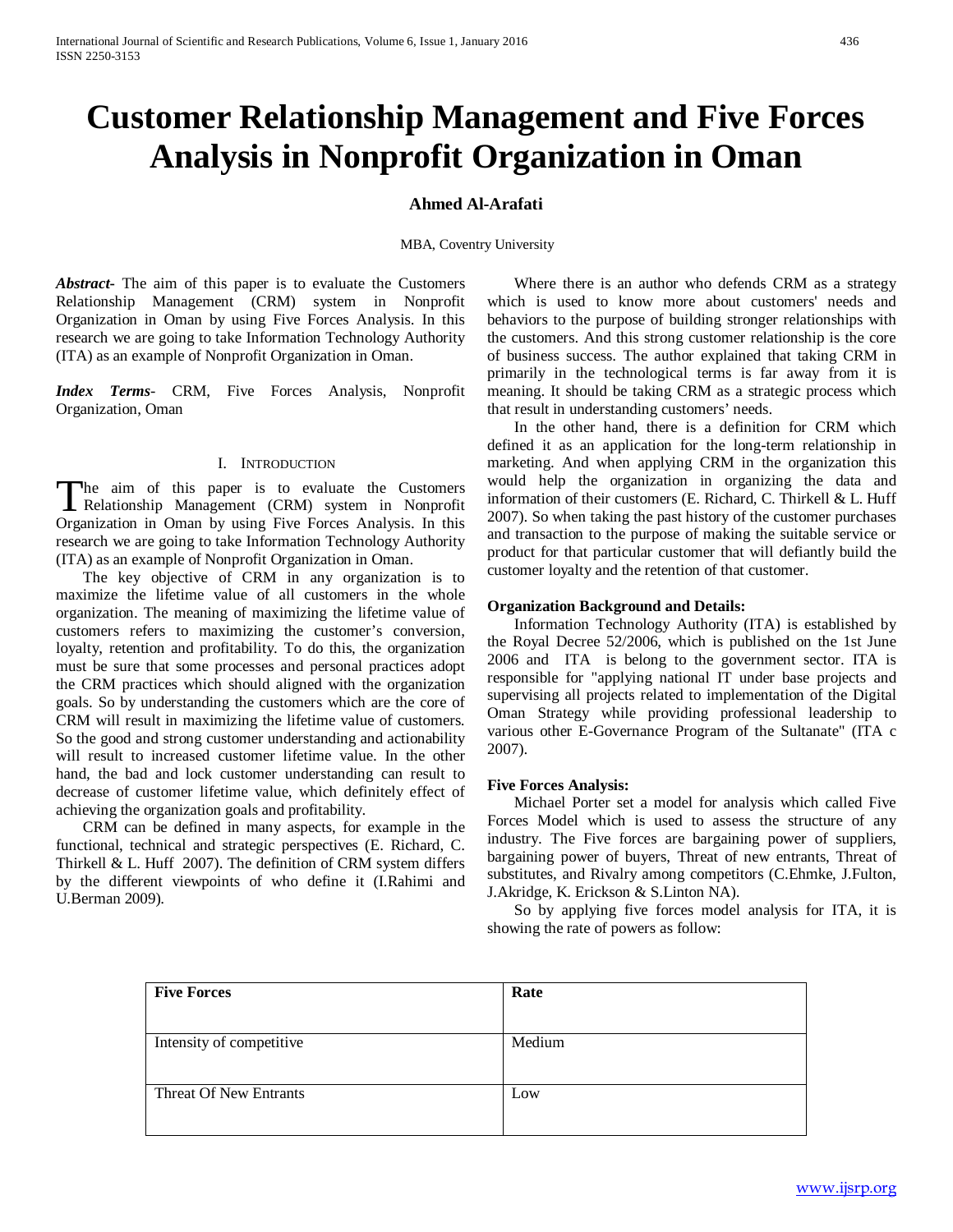# Customer Relationship Management and Five Forces Analysis in Nonprofit Organization in Oman

**Ahmed Al-Arafati**

MBA, Coventry University

***Abstract-*** The aim of this paper is to evaluate the Customers Relationship Management (CRM) system in Nonprofit Organization in Oman by using Five Forces Analysis. In this research we are going to take Information Technology Authority (ITA) as an example of Nonprofit Organization in Oman.

***Index Terms*-** CRM, Five Forces Analysis, Nonprofit Organization, Oman

## I. Introduction

The aim of this paper is to evaluate the Customers Relationship Management (CRM) system in Nonprofit Organization in Oman by using Five Forces Analysis. In this research we are going to take Information Technology Authority (ITA) as an example of Nonprofit Organization in Oman.

The key objective of CRM in any organization is to maximize the lifetime value of all customers in the whole organization. The meaning of maximizing the lifetime value of customers refers to maximizing the customer's conversion, loyalty, retention and profitability. To do this, the organization must be sure that some processes and personal practices adopt the CRM practices which should aligned with the organization goals. So by understanding the customers which are the core of CRM will result in maximizing the lifetime value of customers. So the good and strong customer understanding and actionability will result to increased customer lifetime value. In the other hand, the bad and lock customer understanding can result to decrease of customer lifetime value, which definitely effect of achieving the organization goals and profitability.

CRM can be defined in many aspects, for example in the functional, technical and strategic perspectives (E. Richard, C. Thirkell & L. Huff 2007). The definition of CRM system differs by the different viewpoints of who define it (I.Rahimi and U.Berman 2009).

Where there is an author who defends CRM as a strategy which is used to know more about customers' needs and behaviors to the purpose of building stronger relationships with the customers. And this strong customer relationship is the core of business success. The author explained that taking CRM in primarily in the technological terms is far away from it is meaning. It should be taking CRM as a strategic process which that result in understanding customers' needs.

In the other hand, there is a definition for CRM which defined it as an application for the long-term relationship in marketing. And when applying CRM in the organization this would help the organization in organizing the data and information of their customers (E. Richard, C. Thirkell & L. Huff 2007). So when taking the past history of the customer purchases and transaction to the purpose of making the suitable service or product for that particular customer that will defiantly build the customer loyalty and the retention of that customer.

**Organization Background and Details:**

Information Technology Authority (ITA) is established by the Royal Decree 52/2006, which is published on the 1st June 2006 and ITA is belong to the government sector. ITA is responsible for "applying national IT under base projects and supervising all projects related to implementation of the Digital Oman Strategy while providing professional leadership to various other E-Governance Program of the Sultanate" (ITA c 2007).

**Five Forces Analysis:**

Michael Porter set a model for analysis which called Five Forces Model which is used to assess the structure of any industry. The Five forces are bargaining power of suppliers, bargaining power of buyers, Threat of new entrants, Threat of substitutes, and Rivalry among competitors (C.Ehmke, J.Fulton, J.Akridge, K. Erickson & S.Linton NA).

So by applying five forces model analysis for ITA, it is showing the rate of powers as follow:

| **Five Forces** | **Rate** |
|---|---|
| Intensity of competitive | Medium |
| Threat Of New Entrants | Low |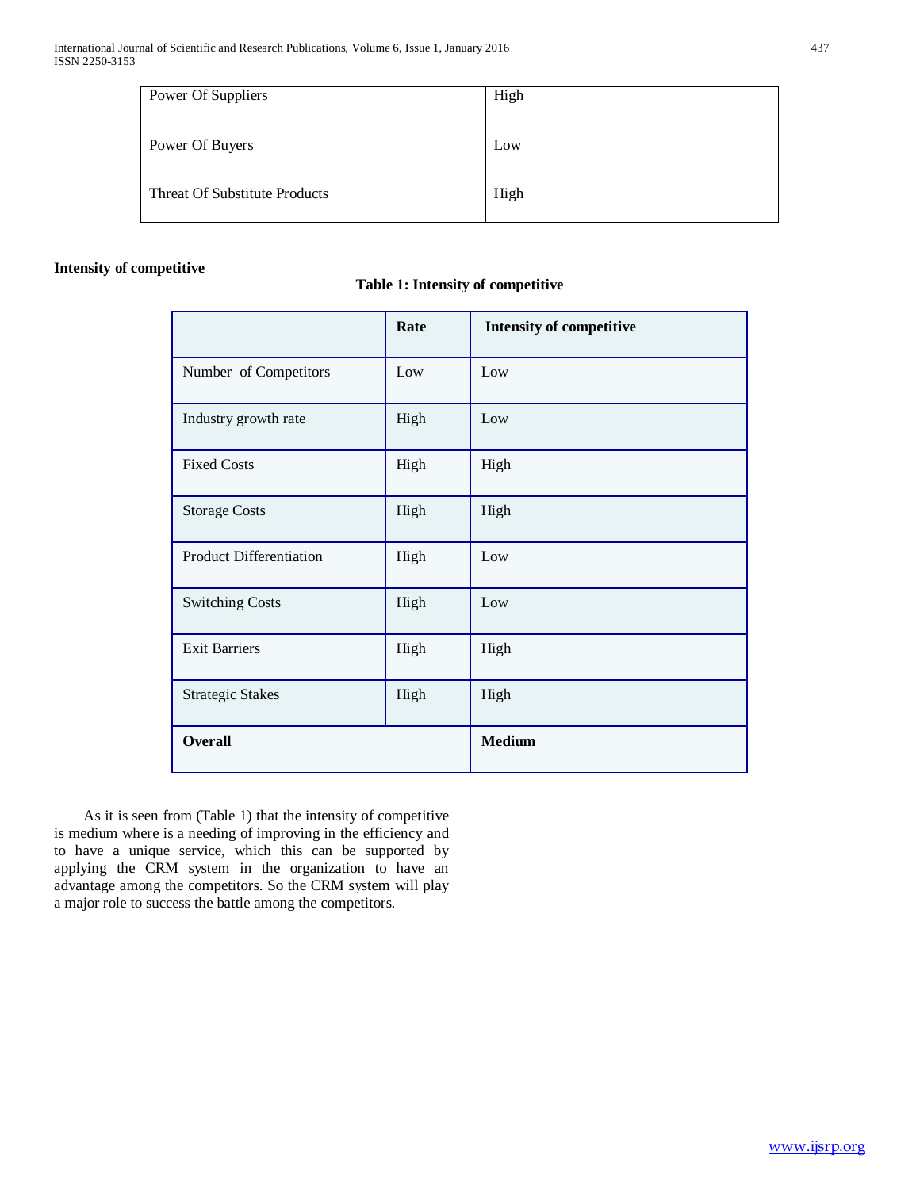| | |
|---|---|
| Power Of Suppliers | High |
| Power Of Buyers | Low |
| Threat Of Substitute Products | High |

**Intensity of competitive**

**Table 1: Intensity of competitive**

| | Rate | Intensity of competitive |
|---|---|---|
| Number of Competitors | Low | Low |
| Industry growth rate | High | Low |
| Fixed Costs | High | High |
| Storage Costs | High | High |
| Product Differentiation | High | Low |
| Switching Costs | High | Low |
| Exit Barriers | High | High |
| Strategic Stakes | High | High |
| **Overall** | | **Medium** |

As it is seen from (Table 1) that the intensity of competitive is medium where is a needing of improving in the efficiency and to have a unique service, which this can be supported by applying the CRM system in the organization to have an advantage among the competitors. So the CRM system will play a major role to success the battle among the competitors.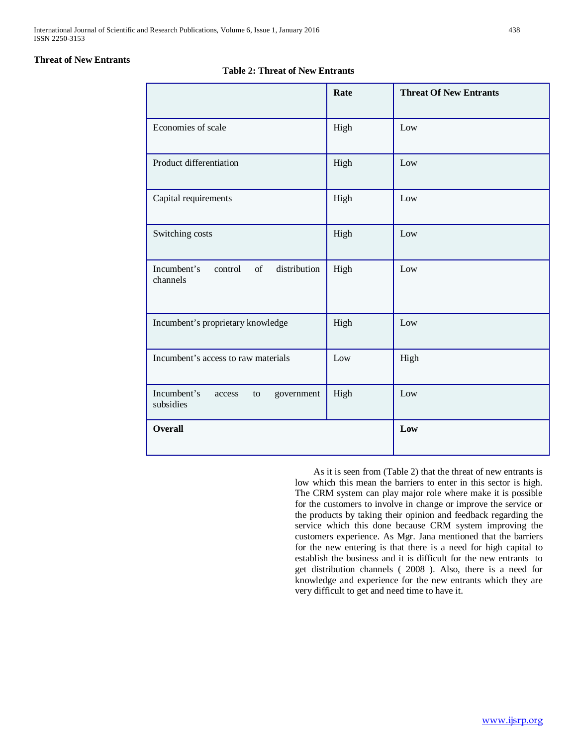### Threat of New Entrants

**Table 2: Threat of New Entrants**

| | Rate | Threat Of New Entrants |
| --- | --- | --- |
| Economies of scale | High | Low |
| Product differentiation | High | Low |
| Capital requirements | High | Low |
| Switching costs | High | Low |
| Incumbent's control of distribution channels | High | Low |
| Incumbent's proprietary knowledge | High | Low |
| Incumbent's access to raw materials | Low | High |
| Incumbent's access to government subsidies | High | Low |
| **Overall** | | **Low** |

As it is seen from (Table 2) that the threat of new entrants is low which this mean the barriers to enter in this sector is high. The CRM system can play major role where make it is possible for the customers to involve in change or improve the service or the products by taking their opinion and feedback regarding the service which this done because CRM system improving the customers experience. As Mgr. Jana mentioned that the barriers for the new entering is that there is a need for high capital to establish the business and it is difficult for the new entrants to get distribution channels ( 2008 ). Also, there is a need for knowledge and experience for the new entrants which they are very difficult to get and need time to have it.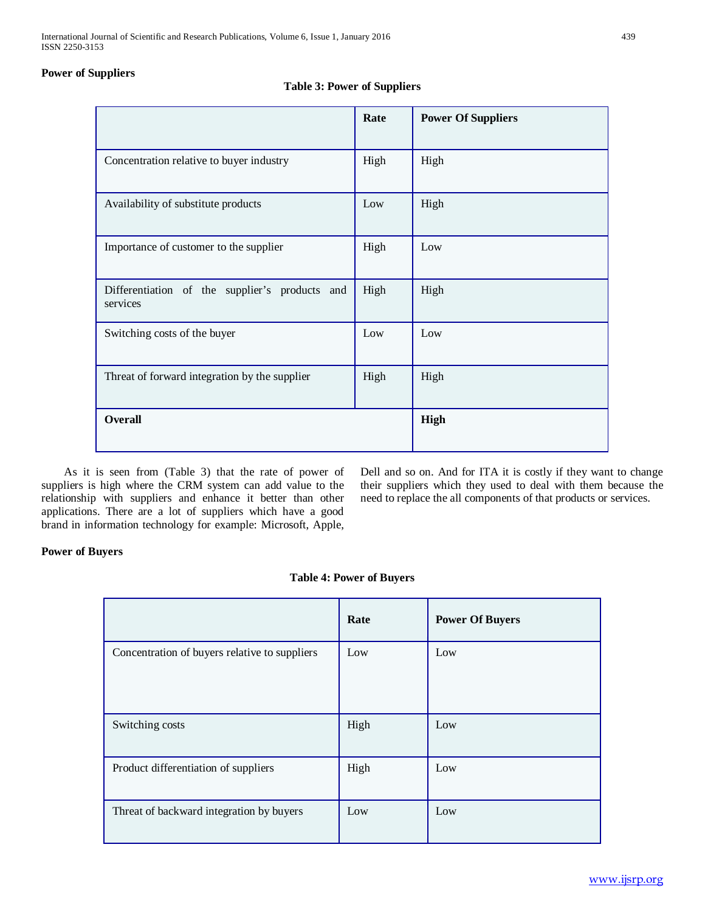**Power of Suppliers**

**Table 3: Power of Suppliers**

| | **Rate** | **Power Of Suppliers** |
|---|---|---|
| Concentration relative to buyer industry | High | High |
| Availability of substitute products | Low | High |
| Importance of customer to the supplier | High | Low |
| Differentiation of the supplier's products and services | High | High |
| Switching costs of the buyer | Low | Low |
| Threat of forward integration by the supplier | High | High |
| **Overall** | | **High** |

As it is seen from (Table 3) that the rate of power of suppliers is high where the CRM system can add value to the relationship with suppliers and enhance it better than other applications. There are a lot of suppliers which have a good brand in information technology for example: Microsoft, Apple, Dell and so on. And for ITA it is costly if they want to change their suppliers which they used to deal with them because the need to replace the all components of that products or services.

**Power of Buyers**

**Table 4: Power of Buyers**

| | **Rate** | **Power Of Buyers** |
|---|---|---|
| Concentration of buyers relative to suppliers | Low | Low |
| Switching costs | High | Low |
| Product differentiation of suppliers | High | Low |
| Threat of backward integration by buyers | Low | Low |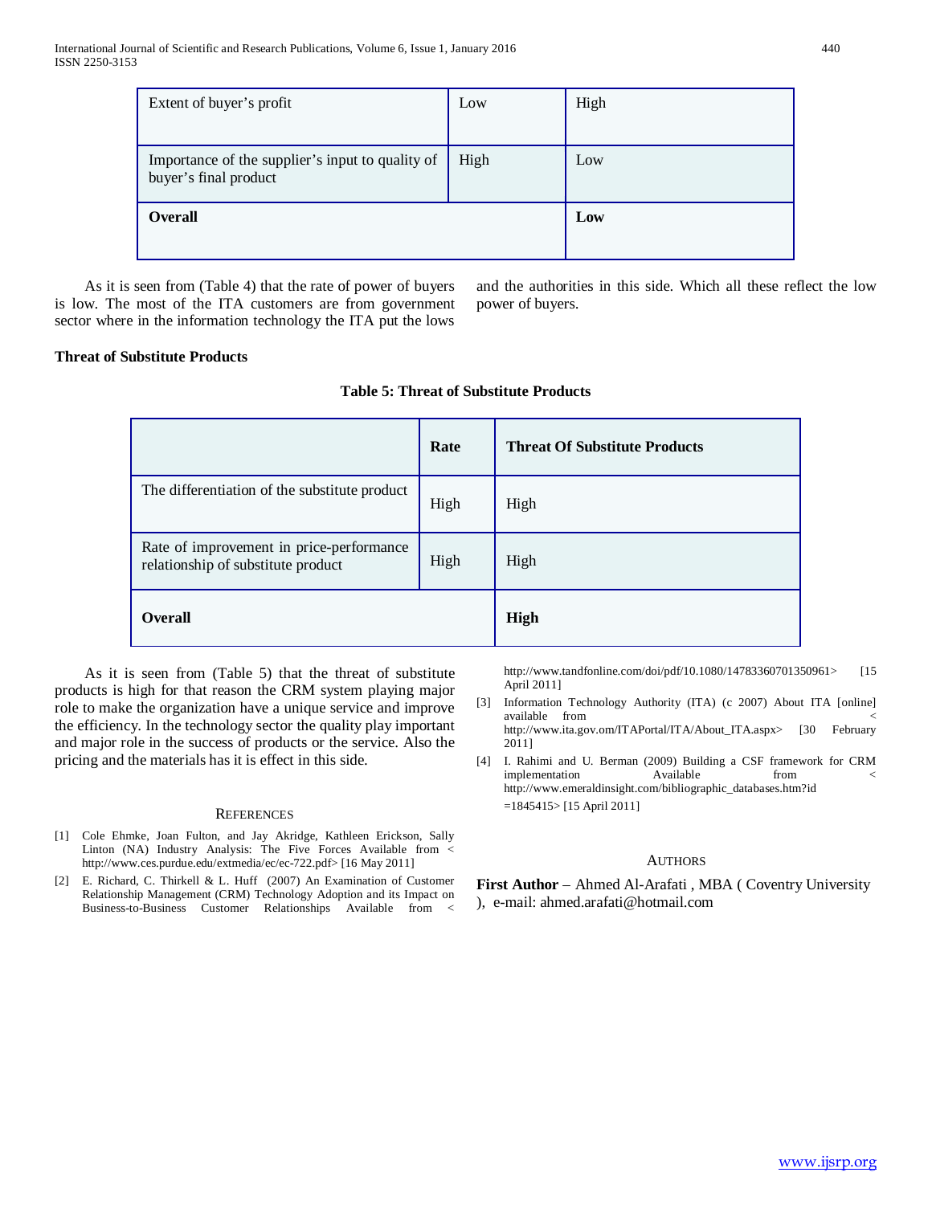| | | |
|---|---|---|
| Extent of buyer's profit | Low | High |
| Importance of the supplier's input to quality of buyer's final product | High | Low |
| **Overall** | | **Low** |

As it is seen from (Table 4) that the rate of power of buyers is low. The most of the ITA customers are from government sector where in the information technology the ITA put the lows and the authorities in this side. Which all these reflect the low power of buyers.

**Threat of Substitute Products**

**Table 5: Threat of Substitute Products**

| | Rate | Threat Of Substitute Products |
|---|---|---|
| The differentiation of the substitute product | High | High |
| Rate of improvement in price-performance relationship of substitute product | High | High |
| **Overall** | | **High** |

As it is seen from (Table 5) that the threat of substitute products is high for that reason the CRM system playing major role to make the organization have a unique service and improve the efficiency. In the technology sector the quality play important and major role in the success of products or the service. Also the pricing and the materials has it is effect in this side.

## References

[1] Cole Ehmke, Joan Fulton, and Jay Akridge, Kathleen Erickson, Sally Linton (NA) Industry Analysis: The Five Forces Available from < http://www.ces.purdue.edu/extmedia/ec/ec-722.pdf> [16 May 2011]

[2] E. Richard, C. Thirkell & L. Huff (2007) An Examination of Customer Relationship Management (CRM) Technology Adoption and its Impact on Business-to-Business Customer Relationships Available from < http://www.tandfonline.com/doi/pdf/10.1080/14783360701350961> [15 April 2011]

[3] Information Technology Authority (ITA) (c 2007) About ITA [online] available from < http://www.ita.gov.om/ITAPortal/ITA/About_ITA.aspx> [30 February 2011]

[4] I. Rahimi and U. Berman (2009) Building a CSF framework for CRM implementation Available from < http://www.emeraldinsight.com/bibliographic_databases.htm?id =1845415> [15 April 2011]

## Authors

**First Author** – Ahmed Al-Arafati , MBA ( Coventry University ), e-mail: ahmed.arafati@hotmail.com